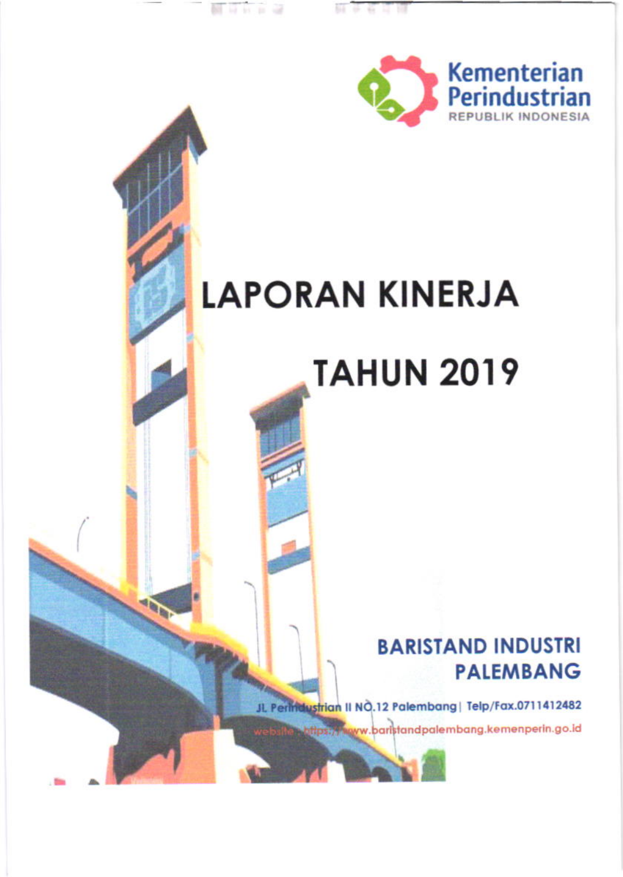Kementerian Perindustrian
REPUBLIK INDONESIA

# LAPORAN KINERJA

# TAHUN 2019

## BARISTAND INDUSTRI PALEMBANG

Jl. Perindustrian II NO.12 Palembang | Telp/Fax.0711412482

website : https://www.baristandpalembang.kemenperin.go.id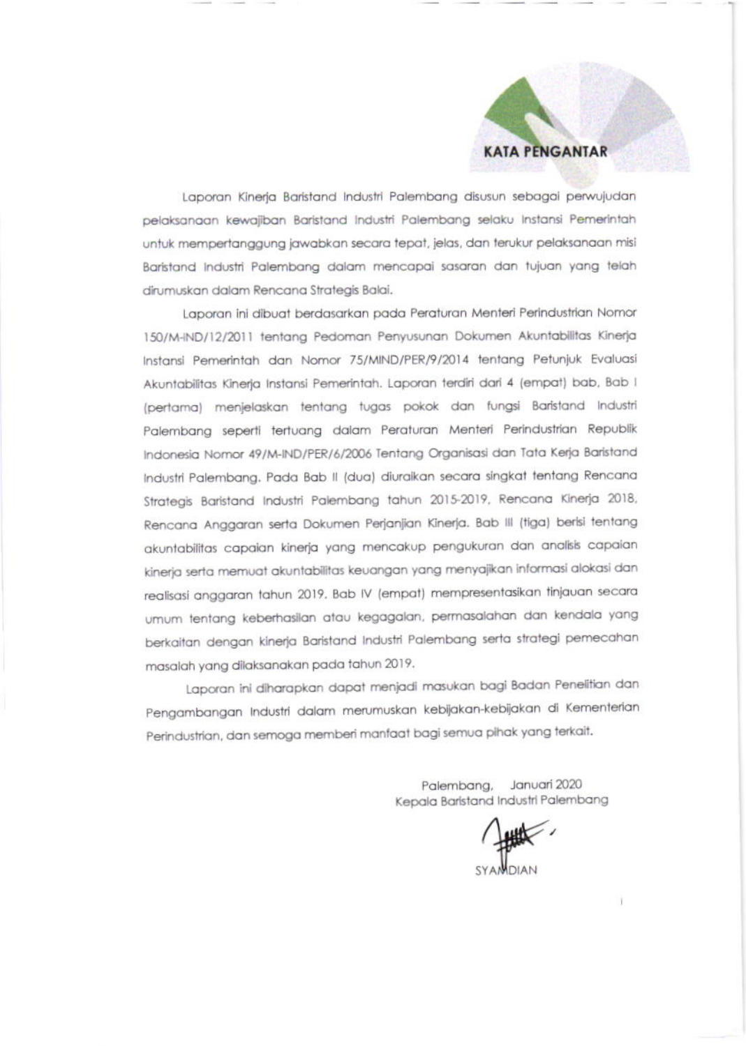## KATA PENGANTAR

Laporan Kinerja Baristand Industri Palembang disusun sebagai perwujudan pelaksanaan kewajiban Baristand Industri Palembang selaku Instansi Pemerintah untuk mempertanggung jawabkan secara tepat, jelas, dan terukur pelaksanaan misi Baristand Industri Palembang dalam mencapai sasaran dan tujuan yang telah dirumuskan dalam Rencana Strategis Balai.

Laporan ini dibuat berdasarkan pada Peraturan Menteri Perindustrian Nomor 150/M-IND/12/2011 tentang Pedoman Penyusunan Dokumen Akuntabilitas Kinerja Instansi Pemerintah dan Nomor 75/MIND/PER/9/2014 tentang Petunjuk Evaluasi Akuntabilitas Kinerja Instansi Pemerintah. Laporan terdiri dari 4 (empat) bab, Bab I (pertama) menjelaskan tentang tugas pokok dan fungsi Baristand Industri Palembang seperti tertuang dalam Peraturan Menteri Perindustrian Republik Indonesia Nomor 49/M-IND/PER/6/2006 Tentang Organisasi dan Tata Kerja Baristand Industri Palembang. Pada Bab II (dua) diuraikan secara singkat tentang Rencana Strategis Baristand Industri Palembang tahun 2015-2019, Rencana Kinerja 2018, Rencana Anggaran serta Dokumen Perjanjian Kinerja. Bab III (tiga) berisi tentang akuntabilitas capaian kinerja yang mencakup pengukuran dan analisis capaian kinerja serta memuat akuntabilitas keuangan yang menyajikan informasi alokasi dan realisasi anggaran tahun 2019. Bab IV (empat) mempresentasikan tinjauan secara umum tentang keberhasilan atau kegagalan, permasalahan dan kendala yang berkaitan dengan kinerja Baristand Industri Palembang serta strategi pemecahan masalah yang dilaksanakan pada tahun 2019.

Laporan ini diharapkan dapat menjadi masukan bagi Badan Penelitian dan Pengambangan Industri dalam merumuskan kebijakan-kebijakan di Kementerian Perindustrian, dan semoga memberi manfaat bagi semua pihak yang terkait.

Palembang, Januari 2020
Kepala Baristand Industri Palembang

SYAMDIAN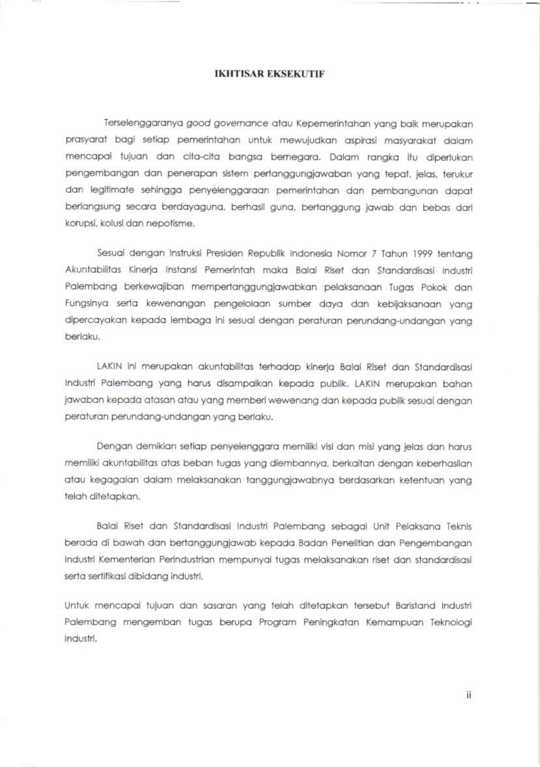# IKHTISAR EKSEKUTIF

Terselenggaranya *good governance* atau Kepemerintahan yang baik merupakan prasyarat bagi setiap pemerintahan untuk mewujudkan aspirasi masyarakat dalam mencapai tujuan dan cita-cita bangsa bernegara. Dalam rangka itu diperlukan pengembangan dan penerapan sistem pertanggungjawaban yang tepat, jelas, terukur dan legitimate sehingga penyelenggaraan pemerintahan dan pembangunan dapat berlangsung secara berdayaguna, berhasil guna, bertanggung jawab dan bebas dari korupsi, kolusi dan nepotisme.

Sesuai dengan Instruksi Presiden Republik Indonesia Nomor 7 Tahun 1999 tentang Akuntabilitas Kinerja Instansi Pemerintah maka Balai Riset dan Standardisasi Industri Palembang berkewajiban mempertanggungjawabkan pelaksanaan Tugas Pokok dan Fungsinya serta kewenangan pengelolaan sumber daya dan kebijaksanaan yang dipercayakan kepada lembaga ini sesuai dengan peraturan perundang-undangan yang berlaku.

LAKIN ini merupakan akuntabilitas terhadap kinerja Balai Riset dan Standardisasi Industri Palembang yang harus disampaikan kepada publik. LAKIN merupakan bahan jawaban kepada atasan atau yang memberi wewenang dan kepada publik sesuai dengan peraturan perundang-undangan yang berlaku.

Dengan demikian setiap penyelenggara memiliki visi dan misi yang jelas dan harus memiliki akuntabilitas atas beban tugas yang diembannya, berkaitan dengan keberhasilan atau kegagalan dalam melaksanakan tanggungjawabnya berdasarkan ketentuan yang telah ditetapkan.

Balai Riset dan Standardisasi Industri Palembang sebagai Unit Pelaksana Teknis berada di bawah dan bertanggungjawab kepada Badan Penelitian dan Pengembangan Industri Kementerian Perindustrian mempunyai tugas melaksanakan riset dan standardisasi serta sertifikasi dibidang industri.

Untuk mencapai tujuan dan sasaran yang telah ditetapkan tersebut Baristand Industri Palembang mengemban tugas berupa Program Peningkatan Kemampuan Teknologi Industri.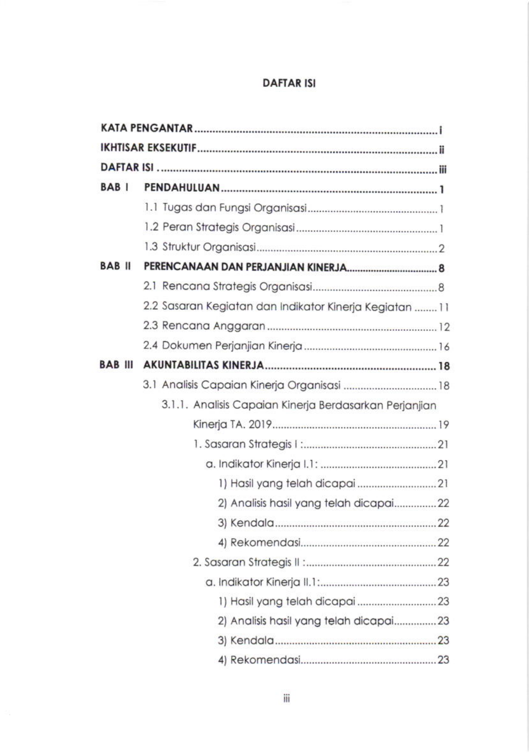# DAFTAR ISI

**KATA PENGANTAR** ........................................................................ **i**

**IKHTISAR EKSEKUTIF** ..................................................................... **ii**

**DAFTAR ISI** ..................................................................................... **iii**

**BAB I PENDAHULUAN** ........................................................................ **1**

- 1.1 Tugas dan Fungsi Organisasi ........................................................ 1
- 1.2 Peran Strategis Organisasi ............................................................ 1
- 1.3 Struktur Organisasi ....................................................................... 2

**BAB II PERENCANAAN DAN PERJANJIAN KINERJA** ................................ **8**

- 2.1 Rencana Strategis Organisasi ........................................................ 8
- 2.2 Sasaran Kegiatan dan Indikator Kinerja Kegiatan ........................ 11
- 2.3 Rencana Anggaran ....................................................................... 12
- 2.4 Dokumen Perjanjian Kinerja ......................................................... 16

**BAB III AKUNTABILITAS KINERJA** ......................................................... **18**

- 3.1 Analisis Capaian Kinerja Organisasi ............................................... 18
  - 3.1.1. Analisis Capaian Kinerja Berdasarkan Perjanjian Kinerja TA. 2019 ........................................................................ 19
    - 1. Sasaran Strategis I : ............................................................. 21
      - a. Indikator Kinerja I.1: ....................................................... 21
        - 1) Hasil yang telah dicapai ............................................ 21
        - 2) Analisis hasil yang telah dicapai ................................ 22
        - 3) Kendala ..................................................................... 22
        - 4) Rekomendasi ............................................................. 22
    - 2. Sasaran Strategis II : ............................................................ 22
      - a. Indikator Kinerja II.1: ...................................................... 23
        - 1) Hasil yang telah dicapai ............................................ 23
        - 2) Analisis hasil yang telah dicapai ................................ 23
        - 3) Kendala ..................................................................... 23
        - 4) Rekomendasi ............................................................. 23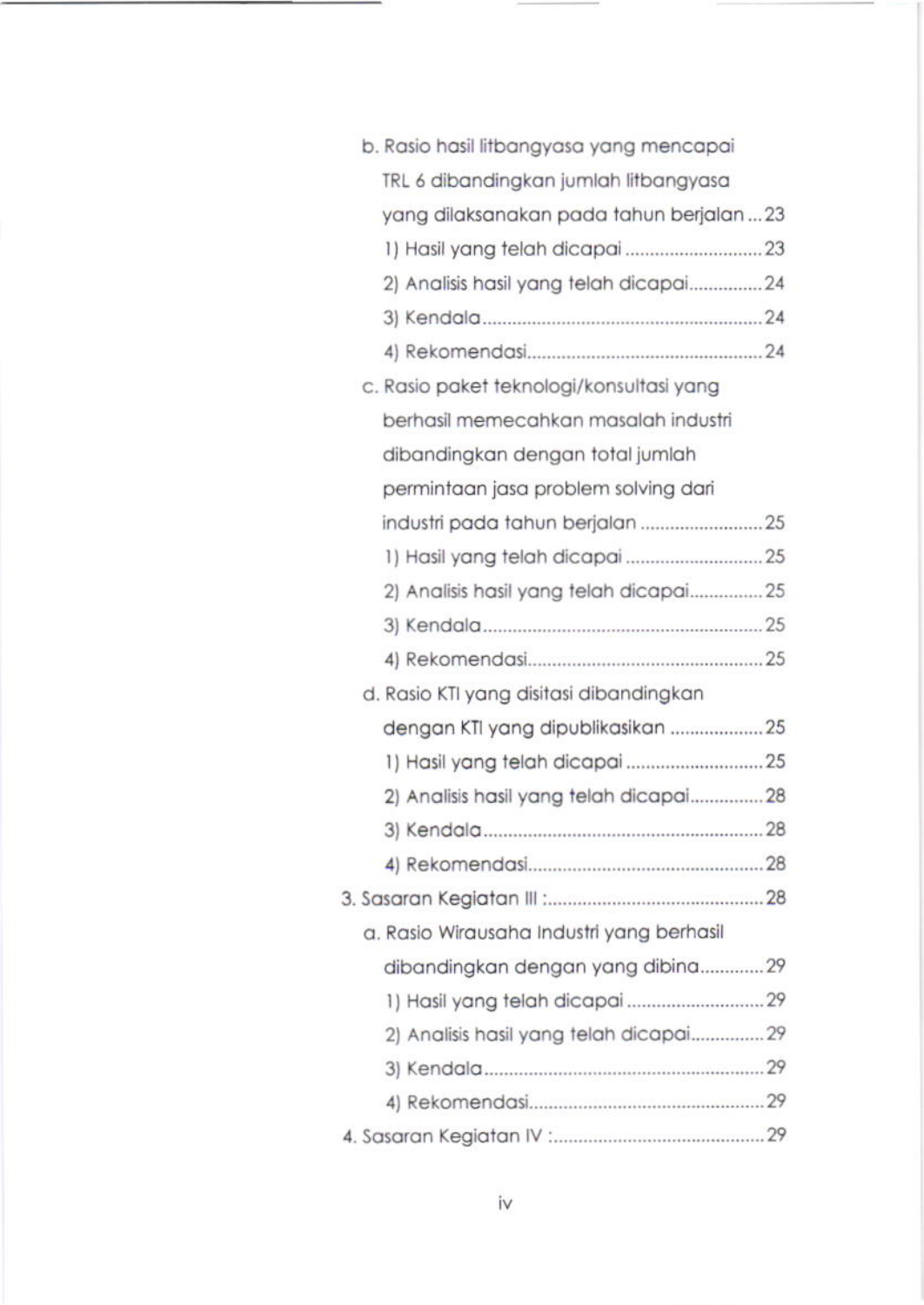b. Rasio hasil litbangyasa yang mencapai TRL 6 dibandingkan jumlah litbangyasa yang dilaksanakan pada tahun berjalan ... 23

1) Hasil yang telah dicapai ... 23

2) Analisis hasil yang telah dicapai ... 24

3) Kendala ... 24

4) Rekomendasi ... 24

c. Rasio paket teknologi/konsultasi yang berhasil memecahkan masalah industri dibandingkan dengan total jumlah permintaan jasa problem solving dari industri pada tahun berjalan ... 25

1) Hasil yang telah dicapai ... 25

2) Analisis hasil yang telah dicapai ... 25

3) Kendala ... 25

4) Rekomendasi ... 25

d. Rasio KTI yang disitasi dibandingkan dengan KTI yang dipublikasikan ... 25

1) Hasil yang telah dicapai ... 25

2) Analisis hasil yang telah dicapai ... 28

3) Kendala ... 28

4) Rekomendasi ... 28

3. Sasaran Kegiatan III : ... 28

a. Rasio Wirausaha Industri yang berhasil dibandingkan dengan yang dibina ... 29

1) Hasil yang telah dicapai ... 29

2) Analisis hasil yang telah dicapai ... 29

3) Kendala ... 29

4) Rekomendasi ... 29

4. Sasaran Kegiatan IV : ... 29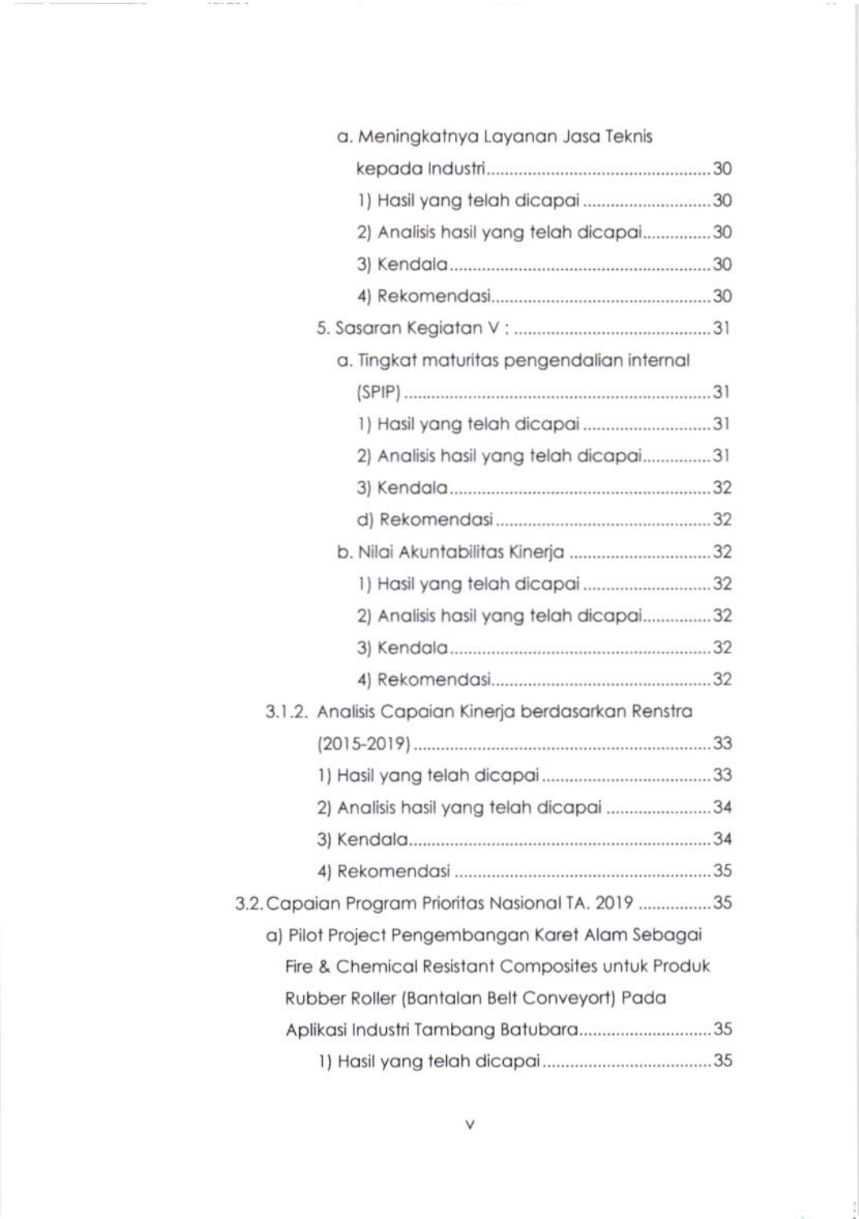a. Meningkatnya Layanan Jasa Teknis kepada Industri ........ 30

1) Hasil yang telah dicapai ........ 30

2) Analisis hasil yang telah dicapai ........ 30

3) Kendala ........ 30

4) Rekomendasi ........ 30

5. Sasaran Kegiatan V : ........ 31

a. Tingkat maturitas pengendalian internal (SPIP) ........ 31

1) Hasil yang telah dicapai ........ 31

2) Analisis hasil yang telah dicapai ........ 31

3) Kendala ........ 32

d) Rekomendasi ........ 32

b. Nilai Akuntabilitas Kinerja ........ 32

1) Hasil yang telah dicapai ........ 32

2) Analisis hasil yang telah dicapai ........ 32

3) Kendala ........ 32

4) Rekomendasi ........ 32

3.1.2. Analisis Capaian Kinerja berdasarkan Renstra (2015-2019) ........ 33

1) Hasil yang telah dicapai ........ 33

2) Analisis hasil yang telah dicapai ........ 34

3) Kendala ........ 34

4) Rekomendasi ........ 35

3.2. Capaian Program Prioritas Nasional TA. 2019 ........ 35

a) Pilot Project Pengembangan Karet Alam Sebagai Fire & Chemical Resistant Composites untuk Produk Rubber Roller (Bantalan Belt Conveyort) Pada Aplikasi Industri Tambang Batubara ........ 35

1) Hasil yang telah dicapai ........ 35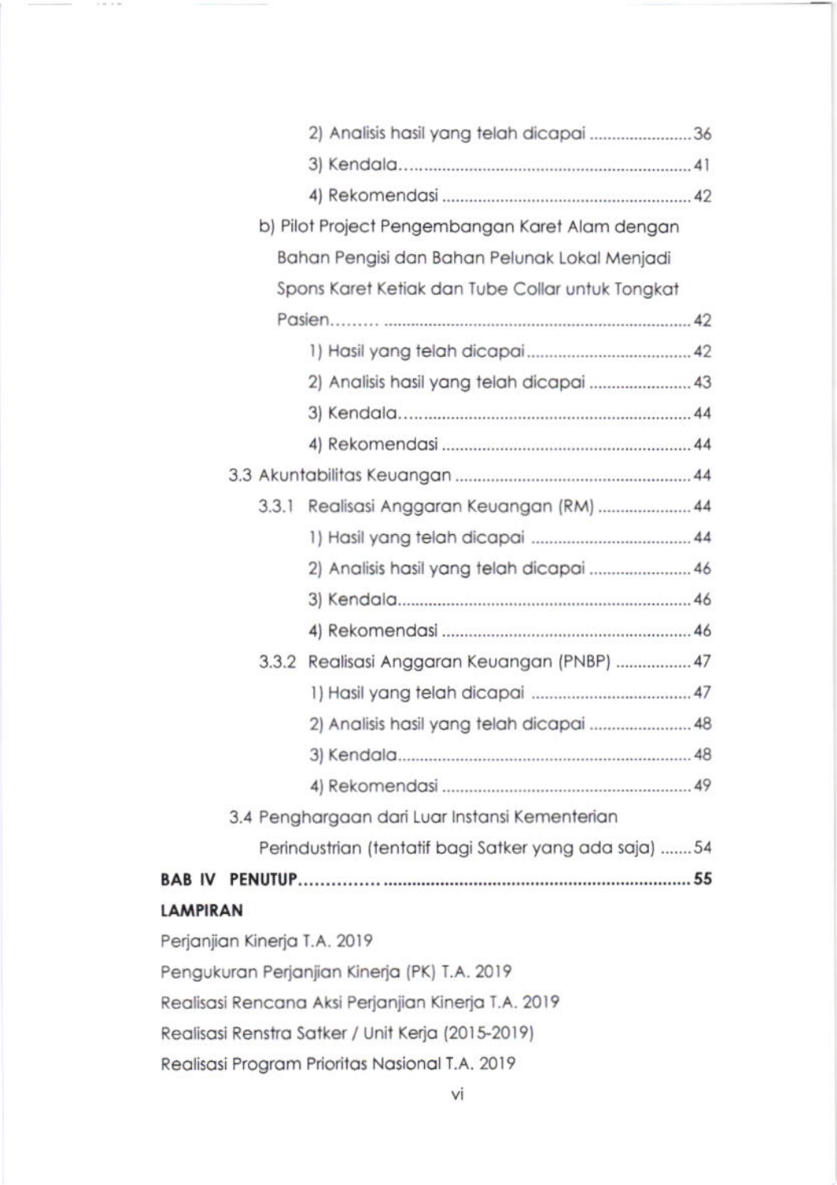2) Analisis hasil yang telah dicapai ........................ 36

3) Kendala.................................................................. 41

4) Rekomendasi ......................................................... 42

b) Pilot Project Pengembangan Karet Alam dengan Bahan Pengisi dan Bahan Pelunak Lokal Menjadi Spons Karet Ketiak dan Tube Collar untuk Tongkat Pasien......... ....................................................................... 42

1) Hasil yang telah dicapai ........................................ 42

2) Analisis hasil yang telah dicapai ........................ 43

3) Kendala.................................................................. 44

4) Rekomendasi ......................................................... 44

3.3 Akuntabilitas Keuangan ........................................................ 44

3.3.1 Realisasi Anggaran Keuangan (RM) ..................... 44

1) Hasil yang telah dicapai ..................................... 44

2) Analisis hasil yang telah dicapai ........................ 46

3) Kendala.................................................................. 46

4) Rekomendasi ......................................................... 46

3.3.2 Realisasi Anggaran Keuangan (PNBP) ................. 47

1) Hasil yang telah dicapai ..................................... 47

2) Analisis hasil yang telah dicapai ........................ 48

3) Kendala.................................................................. 48

4) Rekomendasi ......................................................... 49

3.4 Penghargaan dari Luar Instansi Kementerian Perindustrian (tentatif bagi Satker yang ada saja) ....... 54

**BAB IV PENUTUP............... ...................................................................... 55**

**LAMPIRAN**

Perjanjian Kinerja T.A. 2019

Pengukuran Perjanjian Kinerja (PK) T.A. 2019

Realisasi Rencana Aksi Perjanjian Kinerja T.A. 2019

Realisasi Renstra Satker / Unit Kerja (2015-2019)

Realisasi Program Prioritas Nasional T.A. 2019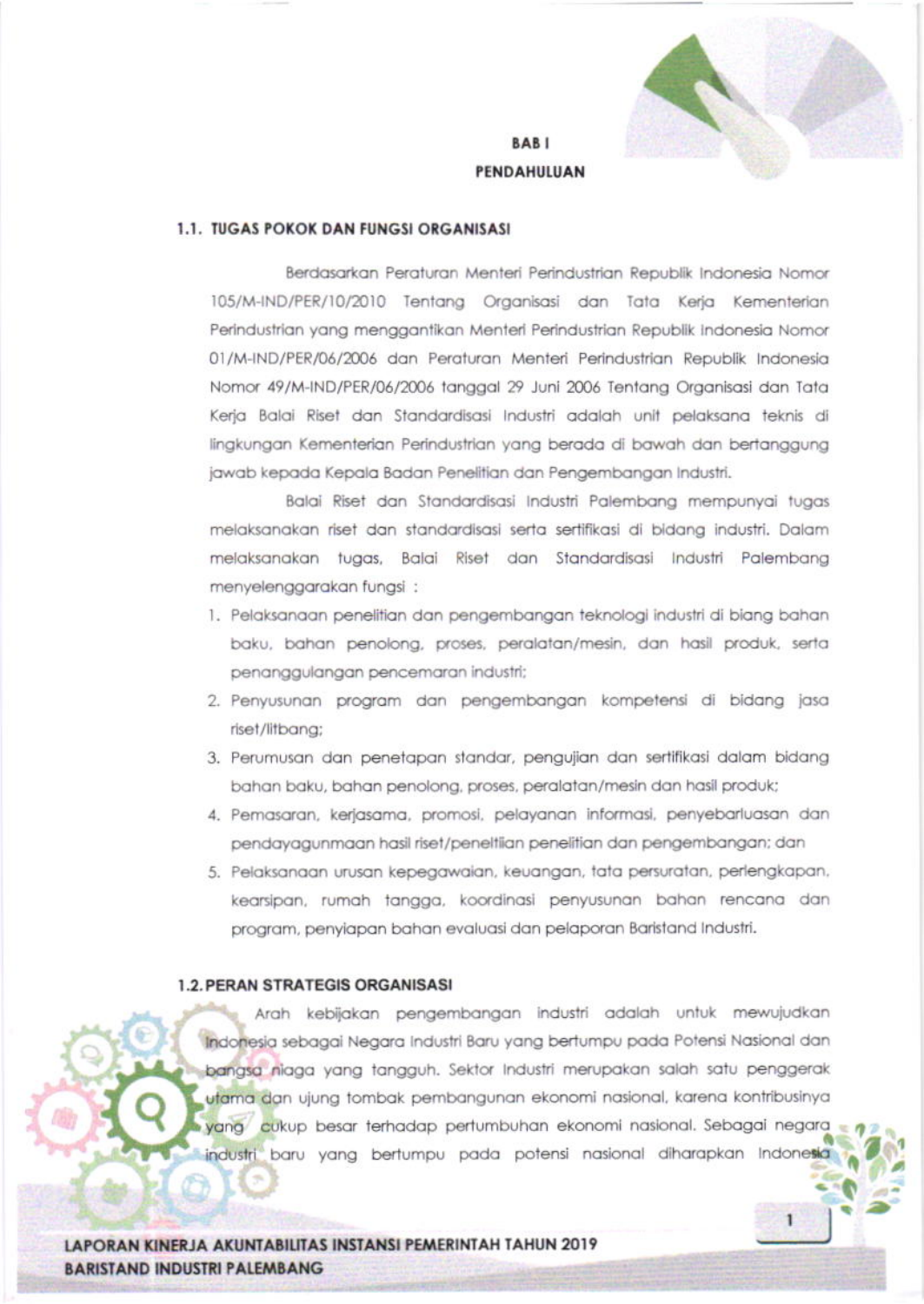# BAB I

# PENDAHULUAN

## 1.1. TUGAS POKOK DAN FUNGSI ORGANISASI

Berdasarkan Peraturan Menteri Perindustrian Republik Indonesia Nomor 105/M-IND/PER/10/2010 Tentang Organisasi dan Tata Kerja Kementerian Perindustrian yang menggantikan Menteri Perindustrian Republik Indonesia Nomor 01/M-IND/PER/06/2006 dan Peraturan Menteri Perindustrian Republik Indonesia Nomor 49/M-IND/PER/06/2006 tanggal 29 Juni 2006 Tentang Organisasi dan Tata Kerja Balai Riset dan Standardisasi Industri adalah unit pelaksana teknis di lingkungan Kementerian Perindustrian yang berada di bawah dan bertanggung jawab kepada Kepala Badan Penelitian dan Pengembangan Industri.

Balai Riset dan Standardisasi Industri Palembang mempunyai tugas melaksanakan riset dan standardisasi serta sertifikasi di bidang industri. Dalam melaksanakan tugas, Balai Riset dan Standardisasi Industri Palembang menyelenggarakan fungsi :

1. Pelaksanaan penelitian dan pengembangan teknologi industri di biang bahan baku, bahan penolong, proses, peralatan/mesin, dan hasil produk, serta penanggulangan pencemaran industri;
2. Penyusunan program dan pengembangan kompetensi di bidang jasa riset/litbang;
3. Perumusan dan penetapan standar, pengujian dan sertifikasi dalam bidang bahan baku, bahan penolong, proses, peralatan/mesin dan hasil produk;
4. Pemasaran, kerjasama, promosi, pelayanan informasi, penyebarluasan dan pendayagunmaan hasil riset/peneltiian penelitian dan pengembangan; dan
5. Pelaksanaan urusan kepegawaian, keuangan, tata persuratan, perlengkapan, kearsipan, rumah tangga, koordinasi penyusunan bahan rencana dan program, penyiapan bahan evaluasi dan pelaporan Baristand Industri.

## 1.2. PERAN STRATEGIS ORGANISASI

Arah kebijakan pengembangan industri adalah untuk mewujudkan Indonesia sebagai Negara Industri Baru yang bertumpu pada Potensi Nasional dan bangsa niaga yang tangguh. Sektor Industri merupakan salah satu penggerak utama dan ujung tombak pembangunan ekonomi nasional, karena kontribusinya yang cukup besar terhadap pertumbuhan ekonomi nasional. Sebagai negara industri baru yang bertumpu pada potensi nasional diharapkan Indonesia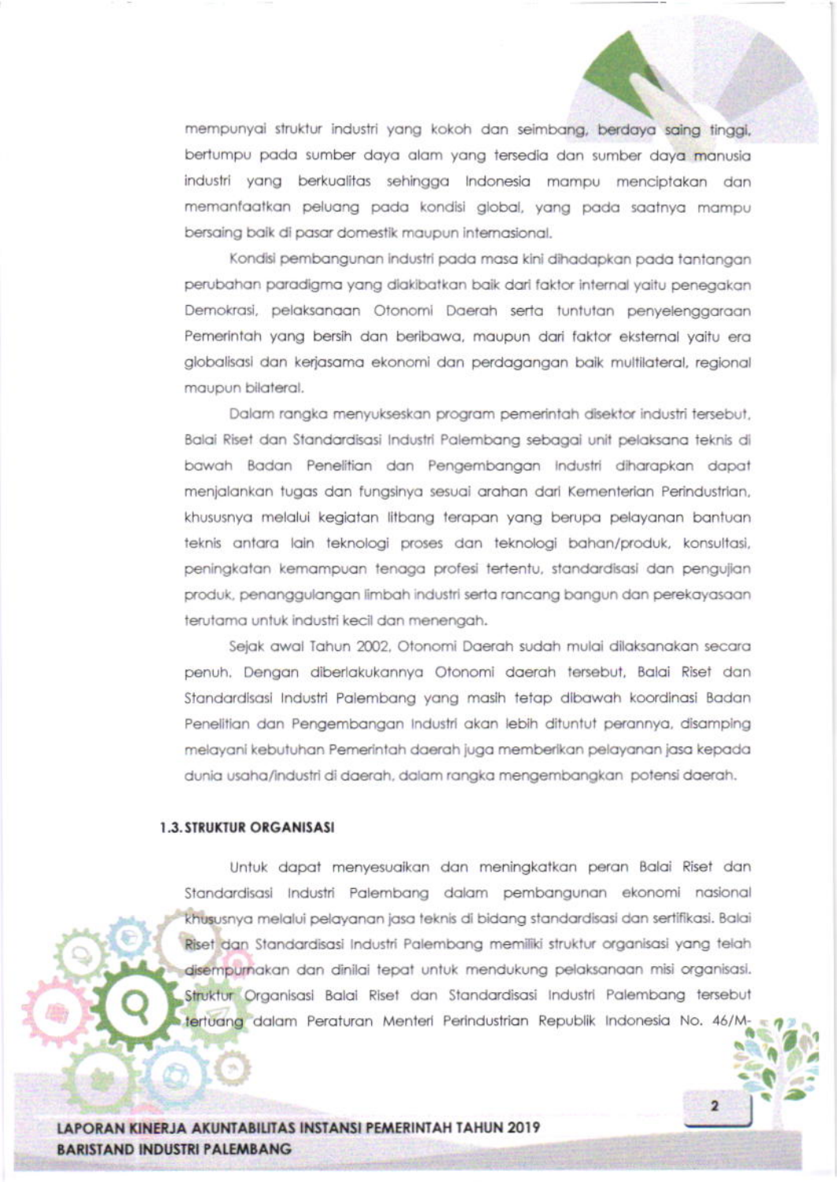mempunyai struktur industri yang kokoh dan seimbang, berdaya saing tinggi, bertumpu pada sumber daya alam yang tersedia dan sumber daya manusia industri yang berkualitas sehingga Indonesia mampu menciptakan dan memanfaatkan peluang pada kondisi global, yang pada saatnya mampu bersaing baik di pasar domestik maupun internasional.

Kondisi pembangunan industri pada masa kini dihadapkan pada tantangan perubahan paradigma yang diakibatkan baik dari faktor internal yaitu penegakan Demokrasi, pelaksanaan Otonomi Daerah serta tuntutan penyelenggaraan Pemerintah yang bersih dan beribawa, maupun dari faktor eksternal yaitu era globalisasi dan kerjasama ekonomi dan perdagangan baik multilateral, regional maupun bilateral.

Dalam rangka menyukseskan program pemerintah disektor industri tersebut, Balai Riset dan Standardisasi Industri Palembang sebagai unit pelaksana teknis di bawah Badan Penelitian dan Pengembangan Industri diharapkan dapat menjalankan tugas dan fungsinya sesuai arahan dari Kementerian Perindustrian, khususnya melalui kegiatan litbang terapan yang berupa pelayanan bantuan teknis antara lain teknologi proses dan teknologi bahan/produk, konsultasi, peningkatan kemampuan tenaga profesi tertentu, standardisasi dan pengujian produk, penanggulangan limbah industri serta rancang bangun dan perekayasaan terutama untuk industri kecil dan menengah.

Sejak awal Tahun 2002, Otonomi Daerah sudah mulai dilaksanakan secara penuh. Dengan diberlakukannya Otonomi daerah tersebut, Balai Riset dan Standardisasi Industri Palembang yang masih tetap dibawah koordinasi Badan Penelitian dan Pengembangan Industri akan lebih dituntut perannya, disamping melayani kebutuhan Pemerintah daerah juga memberikan pelayanan jasa kepada dunia usaha/industri di daerah, dalam rangka mengembangkan potensi daerah.

## 1.3. STRUKTUR ORGANISASI

Untuk dapat menyesuaikan dan meningkatkan peran Balai Riset dan Standardisasi Industri Palembang dalam pembangunan ekonomi nasional khususnya melalui pelayanan jasa teknis di bidang standardisasi dan sertifikasi. Balai Riset dan Standardisasi Industri Palembang memiliki struktur organisasi yang telah disempurnakan dan dinilai tepat untuk mendukung pelaksanaan misi organisasi. Struktur Organisasi Balai Riset dan Standardisasi Industri Palembang tersebut tertuang dalam Peraturan Menteri Perindustrian Republik Indonesia No. 46/M-